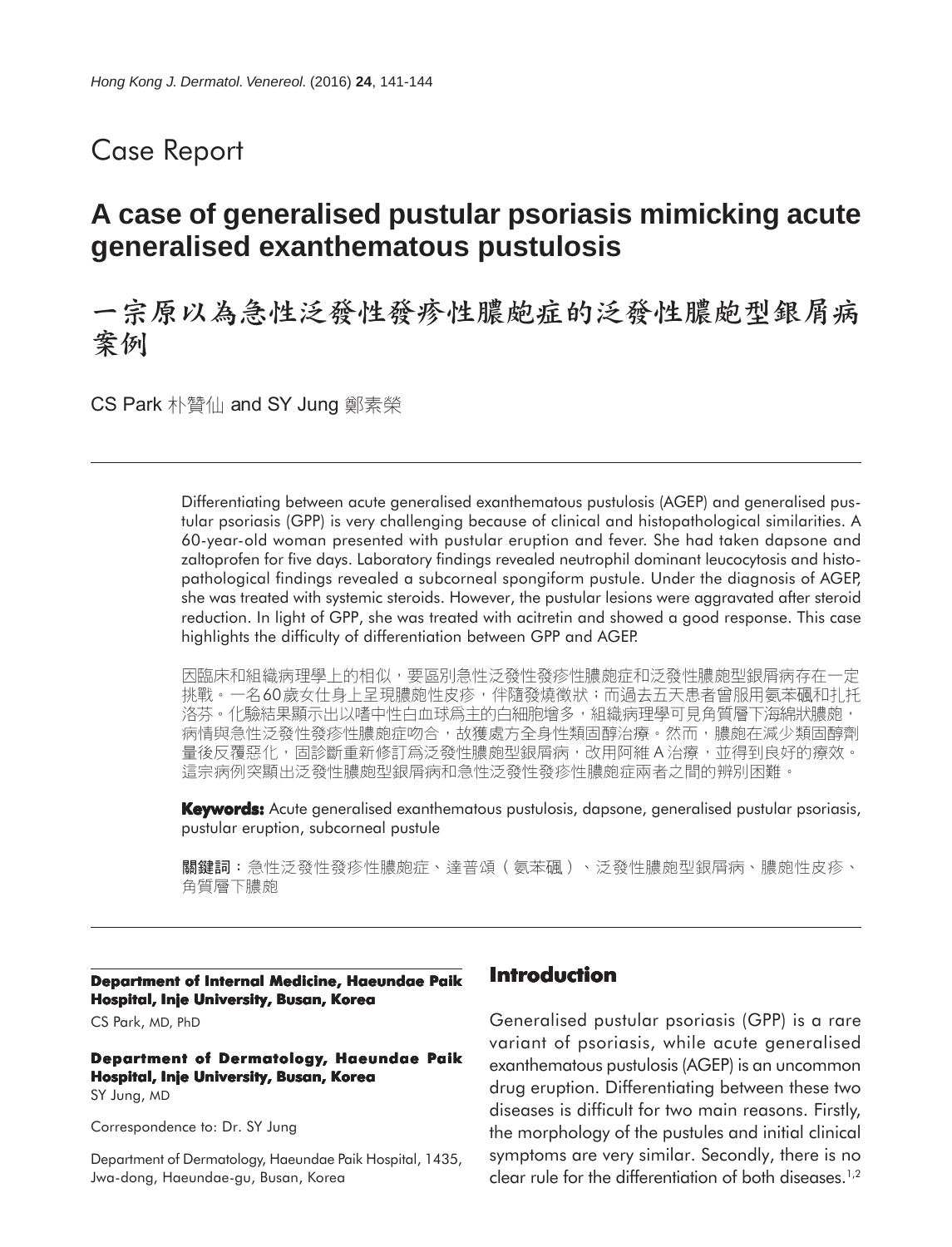# Case Report

## A case of generalised pustular psoriasis mimicking acute generalised exanthematous pustulosis

## 一宗原以為急性泛發性發疹性膿皰症的泛發性膿皰型銀屑病案例

CS Park 朴贊仙 and SY Jung 鄭素榮

Differentiating between acute generalised exanthematous pustulosis (AGEP) and generalised pustular psoriasis (GPP) is very challenging because of clinical and histopathological similarities. A 60-year-old woman presented with pustular eruption and fever. She had taken dapsone and zaltoprofen for five days. Laboratory findings revealed neutrophil dominant leucocytosis and histopathological findings revealed a subcorneal spongiform pustule. Under the diagnosis of AGEP, she was treated with systemic steroids. However, the pustular lesions were aggravated after steroid reduction. In light of GPP, she was treated with acitretin and showed a good response. This case highlights the difficulty of differentiation between GPP and AGEP.

因臨床和組織病理學上的相似，要區別急性泛發性發疹性膿皰症和泛發性膿皰型銀屑病存在一定挑戰。一名60歲女仕身上呈現膿皰性皮疹，伴隨發燒徵狀；而過去五天患者曾服用氨苯碸和扎托洛芬。化驗結果顯示出以嗜中性白血球爲主的白細胞增多，組織病理學可見角質層下海綿狀膿皰，病情與急性泛發性發疹性膿皰症吻合，故獲處方全身性類固醇治療。然而，膿皰在減少類固醇劑量後反覆惡化，固診斷重新修訂爲泛發性膿皰型銀屑病，改用阿維A治療，並得到良好的療效。這宗病例突顯出泛發性膿皰型銀屑病和急性泛發性發疹性膿皰症兩者之間的辨別困難。

**Keywords:** Acute generalised exanthematous pustulosis, dapsone, generalised pustular psoriasis, pustular eruption, subcorneal pustule

**關鍵詞**：急性泛發性發疹性膿皰症、達普頌（氨苯碸）、泛發性膿皰型銀屑病、膿皰性皮疹、角質層下膿皰

**Department of Internal Medicine, Haeundae Paik Hospital, Inje University, Busan, Korea**

CS Park, MD, PhD

**Department of Dermatology, Haeundae Paik Hospital, Inje University, Busan, Korea**

SY Jung, MD

Correspondence to: Dr. SY Jung

Department of Dermatology, Haeundae Paik Hospital, 1435, Jwa-dong, Haeundae-gu, Busan, Korea

## Introduction

Generalised pustular psoriasis (GPP) is a rare variant of psoriasis, while acute generalised exanthematous pustulosis (AGEP) is an uncommon drug eruption. Differentiating between these two diseases is difficult for two main reasons. Firstly, the morphology of the pustules and initial clinical symptoms are very similar. Secondly, there is no clear rule for the differentiation of both diseases.[1,2]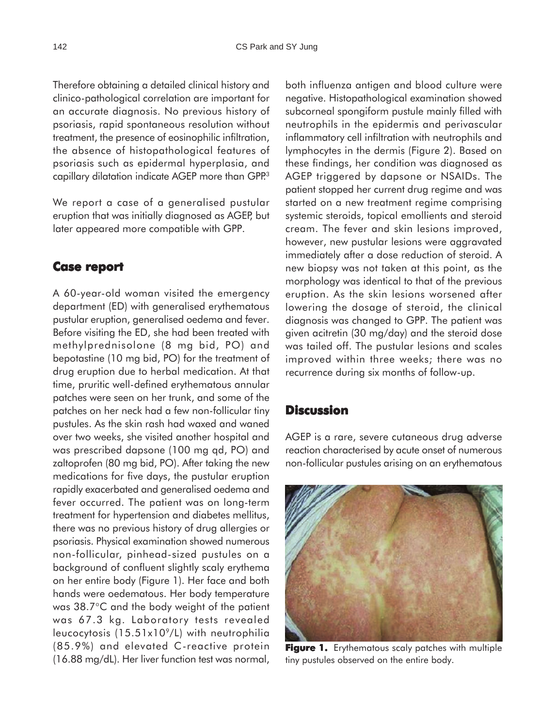Therefore obtaining a detailed clinical history and clinico-pathological correlation are important for an accurate diagnosis. No previous history of psoriasis, rapid spontaneous resolution without treatment, the presence of eosinophilic infiltration, the absence of histopathological features of psoriasis such as epidermal hyperplasia, and capillary dilatation indicate AGEP more than GPP.[3]

We report a case of a generalised pustular eruption that was initially diagnosed as AGEP, but later appeared more compatible with GPP.

## Case report

A 60-year-old woman visited the emergency department (ED) with generalised erythematous pustular eruption, generalised oedema and fever. Before visiting the ED, she had been treated with methylprednisolone (8 mg bid, PO) and bepotastine (10 mg bid, PO) for the treatment of drug eruption due to herbal medication. At that time, pruritic well-defined erythematous annular patches were seen on her trunk, and some of the patches on her neck had a few non-follicular tiny pustules. As the skin rash had waxed and waned over two weeks, she visited another hospital and was prescribed dapsone (100 mg qd, PO) and zaltoprofen (80 mg bid, PO). After taking the new medications for five days, the pustular eruption rapidly exacerbated and generalised oedema and fever occurred. The patient was on long-term treatment for hypertension and diabetes mellitus, there was no previous history of drug allergies or psoriasis. Physical examination showed numerous non-follicular, pinhead-sized pustules on a background of confluent slightly scaly erythema on her entire body (Figure 1). Her face and both hands were oedematous. Her body temperature was 38.7°C and the body weight of the patient was 67.3 kg. Laboratory tests revealed leucocytosis ($15.51 \times 10^9$/L) with neutrophilia (85.9%) and elevated C-reactive protein (16.88 mg/dL). Her liver function test was normal, both influenza antigen and blood culture were negative. Histopathological examination showed subcorneal spongiform pustule mainly filled with neutrophils in the epidermis and perivascular inflammatory cell infiltration with neutrophils and lymphocytes in the dermis (Figure 2). Based on these findings, her condition was diagnosed as AGEP triggered by dapsone or NSAIDs. The patient stopped her current drug regime and was started on a new treatment regime comprising systemic steroids, topical emollients and steroid cream. The fever and skin lesions improved, however, new pustular lesions were aggravated immediately after a dose reduction of steroid. A new biopsy was not taken at this point, as the morphology was identical to that of the previous eruption. As the skin lesions worsened after lowering the dosage of steroid, the clinical diagnosis was changed to GPP. The patient was given acitretin (30 mg/day) and the steroid dose was tailed off. The pustular lesions and scales improved within three weeks; there was no recurrence during six months of follow-up.

## Discussion

AGEP is a rare, severe cutaneous drug adverse reaction characterised by acute onset of numerous non-follicular pustules arising on an erythematous

**Figure 1.** Erythematous scaly patches with multiple tiny pustules observed on the entire body.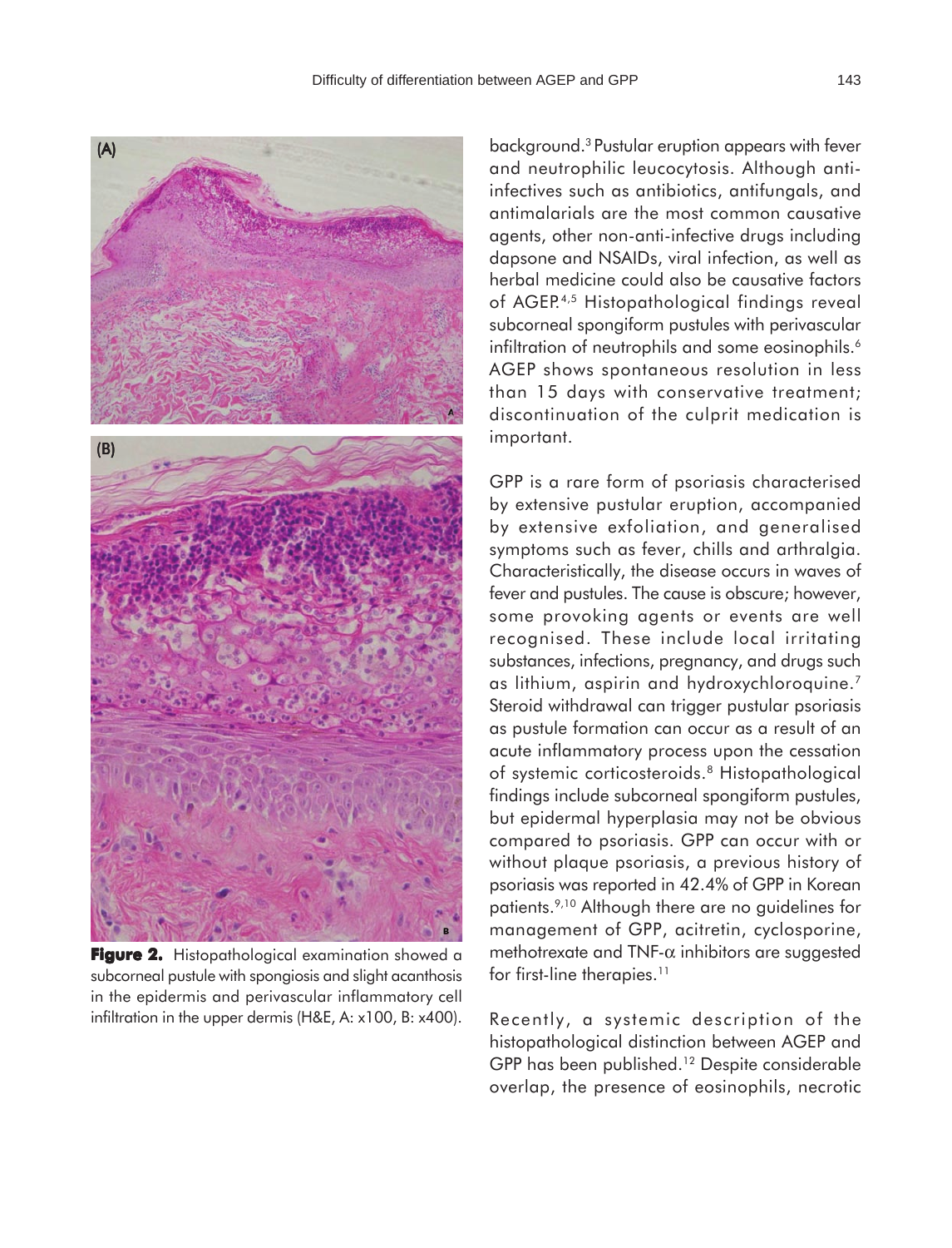**Figure 2.** Histopathological examination showed a subcorneal pustule with spongiosis and slight acanthosis in the epidermis and perivascular inflammatory cell infiltration in the upper dermis (H&E, A: x100, B: x400).

background.[3] Pustular eruption appears with fever and neutrophilic leucocytosis. Although anti-infectives such as antibiotics, antifungals, and antimalarials are the most common causative agents, other non-anti-infective drugs including dapsone and NSAIDs, viral infection, as well as herbal medicine could also be causative factors of AGEP.[4,5] Histopathological findings reveal subcorneal spongiform pustules with perivascular infiltration of neutrophils and some eosinophils.[6] AGEP shows spontaneous resolution in less than 15 days with conservative treatment; discontinuation of the culprit medication is important.

GPP is a rare form of psoriasis characterised by extensive pustular eruption, accompanied by extensive exfoliation, and generalised symptoms such as fever, chills and arthralgia. Characteristically, the disease occurs in waves of fever and pustules. The cause is obscure; however, some provoking agents or events are well recognised. These include local irritating substances, infections, pregnancy, and drugs such as lithium, aspirin and hydroxychloroquine.[7] Steroid withdrawal can trigger pustular psoriasis as pustule formation can occur as a result of an acute inflammatory process upon the cessation of systemic corticosteroids.[8] Histopathological findings include subcorneal spongiform pustules, but epidermal hyperplasia may not be obvious compared to psoriasis. GPP can occur with or without plaque psoriasis, a previous history of psoriasis was reported in 42.4% of GPP in Korean patients.[9,10] Although there are no guidelines for management of GPP, acitretin, cyclosporine, methotrexate and TNF-$\alpha$ inhibitors are suggested for first-line therapies.[11]

Recently, a systemic description of the histopathological distinction between AGEP and GPP has been published.[12] Despite considerable overlap, the presence of eosinophils, necrotic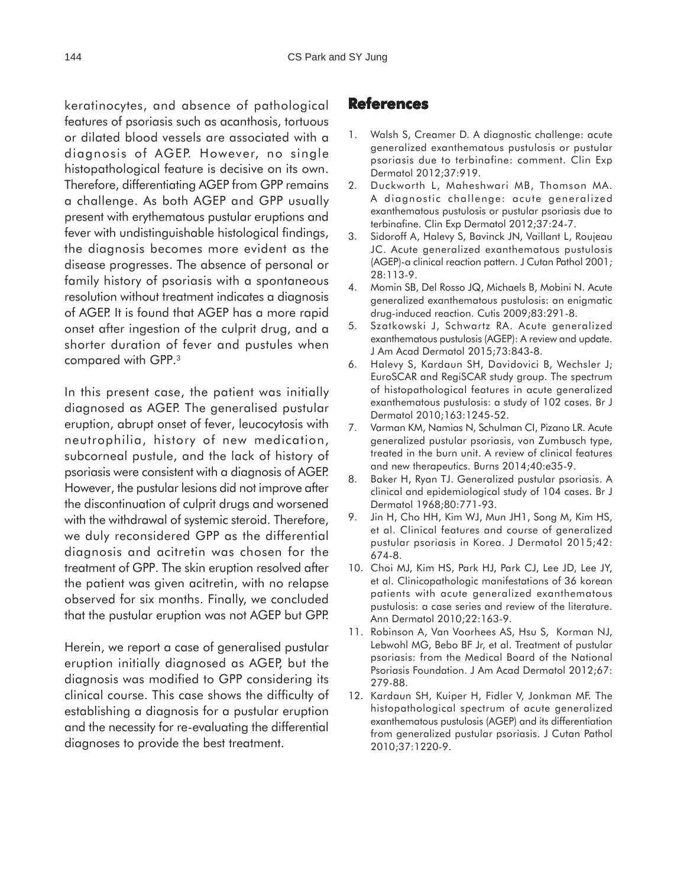keratinocytes, and absence of pathological features of psoriasis such as acanthosis, tortuous or dilated blood vessels are associated with a diagnosis of AGEP. However, no single histopathological feature is decisive on its own. Therefore, differentiating AGEP from GPP remains a challenge. As both AGEP and GPP usually present with erythematous pustular eruptions and fever with undistinguishable histological findings, the diagnosis becomes more evident as the disease progresses. The absence of personal or family history of psoriasis with a spontaneous resolution without treatment indicates a diagnosis of AGEP. It is found that AGEP has a more rapid onset after ingestion of the culprit drug, and a shorter duration of fever and pustules when compared with GPP.[3]

In this present case, the patient was initially diagnosed as AGEP. The generalised pustular eruption, abrupt onset of fever, leucocytosis with neutrophilia, history of new medication, subcorneal pustule, and the lack of history of psoriasis were consistent with a diagnosis of AGEP. However, the pustular lesions did not improve after the discontinuation of culprit drugs and worsened with the withdrawal of systemic steroid. Therefore, we duly reconsidered GPP as the differential diagnosis and acitretin was chosen for the treatment of GPP. The skin eruption resolved after the patient was given acitretin, with no relapse observed for six months. Finally, we concluded that the pustular eruption was not AGEP but GPP.

Herein, we report a case of generalised pustular eruption initially diagnosed as AGEP, but the diagnosis was modified to GPP considering its clinical course. This case shows the difficulty of establishing a diagnosis for a pustular eruption and the necessity for re-evaluating the differential diagnoses to provide the best treatment.

## References

1. Walsh S, Creamer D. A diagnostic challenge: acute generalized exanthematous pustulosis or pustular psoriasis due to terbinafine: comment. Clin Exp Dermatol 2012;37:919.
2. Duckworth L, Maheshwari MB, Thomson MA. A diagnostic challenge: acute generalized exanthematous pustulosis or pustular psoriasis due to terbinafine. Clin Exp Dermatol 2012;37:24-7.
3. Sidoroff A, Halevy S, Bavinck JN, Vaillant L, Roujeau JC. Acute generalized exanthematous pustulosis (AGEP)-a clinical reaction pattern. J Cutan Pathol 2001; 28:113-9.
4. Momin SB, Del Rosso JQ, Michaels B, Mobini N. Acute generalized exanthematous pustulosis: an enigmatic drug-induced reaction. Cutis 2009;83:291-8.
5. Szatkowski J, Schwartz RA. Acute generalized exanthematous pustulosis (AGEP): A review and update. J Am Acad Dermatol 2015;73:843-8.
6. Halevy S, Kardaun SH, Davidovici B, Wechsler J; EuroSCAR and RegiSCAR study group. The spectrum of histopathological features in acute generalized exanthematous pustulosis: a study of 102 cases. Br J Dermatol 2010;163:1245-52.
7. Varman KM, Namias N, Schulman CI, Pizano LR. Acute generalized pustular psoriasis, von Zumbusch type, treated in the burn unit. A review of clinical features and new therapeutics. Burns 2014;40:e35-9.
8. Baker H, Ryan TJ. Generalized pustular psoriasis. A clinical and epidemiological study of 104 cases. Br J Dermatol 1968;80:771-93.
9. Jin H, Cho HH, Kim WJ, Mun JH1, Song M, Kim HS, et al. Clinical features and course of generalized pustular psoriasis in Korea. J Dermatol 2015;42: 674-8.
10. Choi MJ, Kim HS, Park HJ, Park CJ, Lee JD, Lee JY, et al. Clinicopathologic manifestations of 36 korean patients with acute generalized exanthematous pustulosis: a case series and review of the literature. Ann Dermatol 2010;22:163-9.
11. Robinson A, Van Voorhees AS, Hsu S, Korman NJ, Lebwohl MG, Bebo BF Jr, et al. Treatment of pustular psoriasis: from the Medical Board of the National Psoriasis Foundation. J Am Acad Dermatol 2012;67: 279-88.
12. Kardaun SH, Kuiper H, Fidler V, Jonkman MF. The histopathological spectrum of acute generalized exanthematous pustulosis (AGEP) and its differentiation from generalized pustular psoriasis. J Cutan Pathol 2010;37:1220-9.